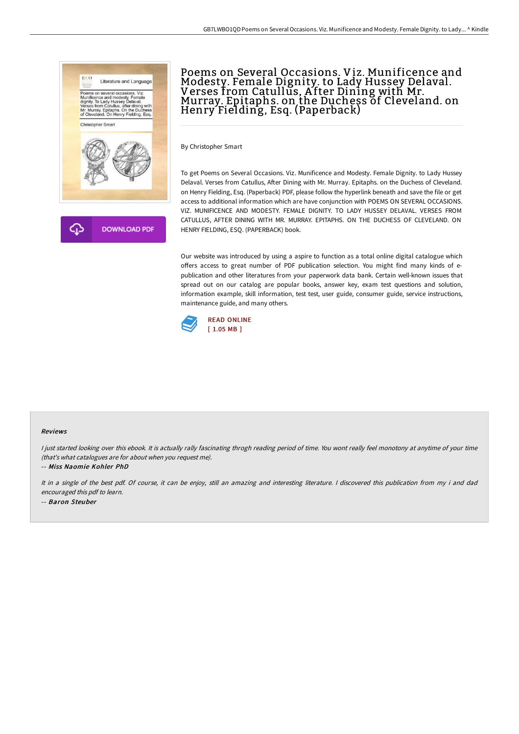# Poems on Several Occasions. Viz. Munificence and Modesty. Female Dignity. to Lady Hussey Delaval. Verses from Catullus, After Dining with Mr. Murray. Epitaphs. on the Duchess of Cleveland. on Henry Fielding, Esq. (Paperback)

By Christopher Smart

To get Poems on Several Occasions. Viz. Munificence and Modesty. Female Dignity. to Lady Hussey Delaval. Verses from Catullus, After Dining with Mr. Murray. Epitaphs. on the Duchess of Cleveland. on Henry Fielding, Esq. (Paperback) PDF, please follow the hyperlink beneath and save the file or get access to additional information which are have conjunction with POEMS ON SEVERAL OCCASIONS. VIZ. MUNIFICENCE AND MODESTY. FEMALE DIGNITY. TO LADY HUSSEY DELAVAL. VERSES FROM CATULLUS, AFTER DINING WITH MR. MURRAY. EPITAPHS. ON THE DUCHESS OF CLEVELAND. ON HENRY FIELDING, ESQ. (PAPERBACK) book.

Our website was introduced by using a aspire to function as a total online digital catalogue which offers access to great number of PDF publication selection. You might find many kinds of e-publication and other literatures from your paperwork data bank. Certain well-known issues that spread out on our catalog are popular books, answer key, exam test questions and solution, information example, skill information, test test, user guide, consumer guide, service instructions, maintenance guide, and many others.

DOWNLOAD PDF

READ ONLINE
[ 1.05 MB ]

### Reviews

*I just started looking over this ebook. It is actually rally fascinating throgh reading period of time. You wont really feel monotony at anytime of your time (that's what catalogues are for about when you request me).*

-- ***Miss Naomie Kohler PhD***

*It in a single of the best pdf. Of course, it can be enjoy, still an amazing and interesting literature. I discovered this publication from my i and dad encouraged this pdf to learn.*

-- ***Baron Steuber***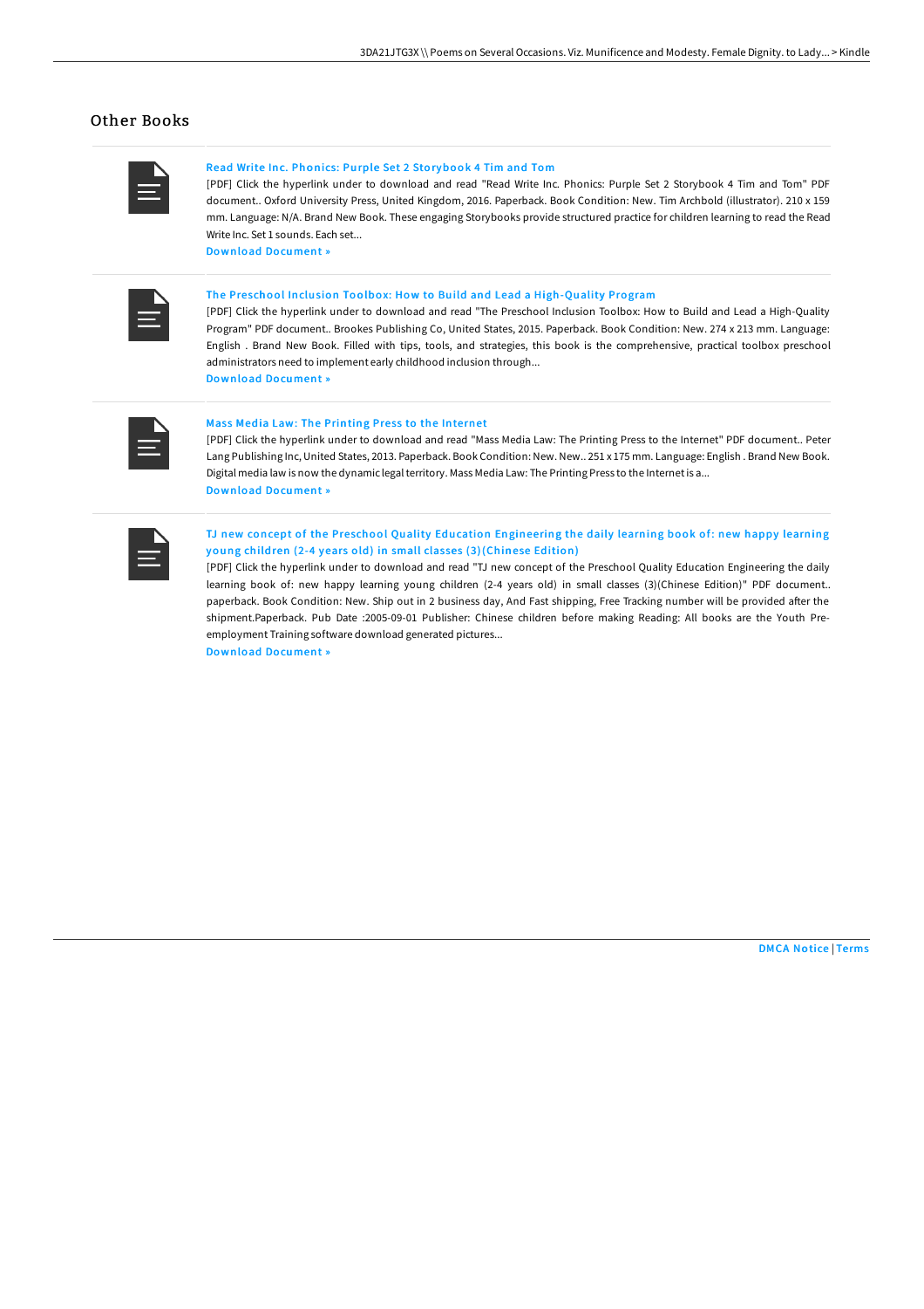## Other Books

### Read Write Inc. Phonics: Purple Set 2 Storybook 4 Tim and Tom

[PDF] Click the hyperlink under to download and read "Read Write Inc. Phonics: Purple Set 2 Storybook 4 Tim and Tom" PDF document.. Oxford University Press, United Kingdom, 2016. Paperback. Book Condition: New. Tim Archbold (illustrator). 210 x 159 mm. Language: N/A. Brand New Book. These engaging Storybooks provide structured practice for children learning to read the Read Write Inc. Set 1 sounds. Each set...

Download Document »

### The Preschool Inclusion Toolbox: How to Build and Lead a High-Quality Program

[PDF] Click the hyperlink under to download and read "The Preschool Inclusion Toolbox: How to Build and Lead a High-Quality Program" PDF document.. Brookes Publishing Co, United States, 2015. Paperback. Book Condition: New. 274 x 213 mm. Language: English . Brand New Book. Filled with tips, tools, and strategies, this book is the comprehensive, practical toolbox preschool administrators need to implement early childhood inclusion through...

Download Document »

### Mass Media Law: The Printing Press to the Internet

[PDF] Click the hyperlink under to download and read "Mass Media Law: The Printing Press to the Internet" PDF document.. Peter Lang Publishing Inc, United States, 2013. Paperback. Book Condition: New. New.. 251 x 175 mm. Language: English . Brand New Book. Digital media law is now the dynamic legal territory. Mass Media Law: The Printing Press to the Internet is a...

Download Document »

### TJ new concept of the Preschool Quality Education Engineering the daily learning book of: new happy learning young children (2-4 years old) in small classes (3)(Chinese Edition)

[PDF] Click the hyperlink under to download and read "TJ new concept of the Preschool Quality Education Engineering the daily learning book of: new happy learning young children (2-4 years old) in small classes (3)(Chinese Edition)" PDF document.. paperback. Book Condition: New. Ship out in 2 business day, And Fast shipping, Free Tracking number will be provided after the shipment.Paperback. Pub Date :2005-09-01 Publisher: Chinese children before making Reading: All books are the Youth Pre-employment Training software download generated pictures...

Download Document »

DMCA Notice | Terms